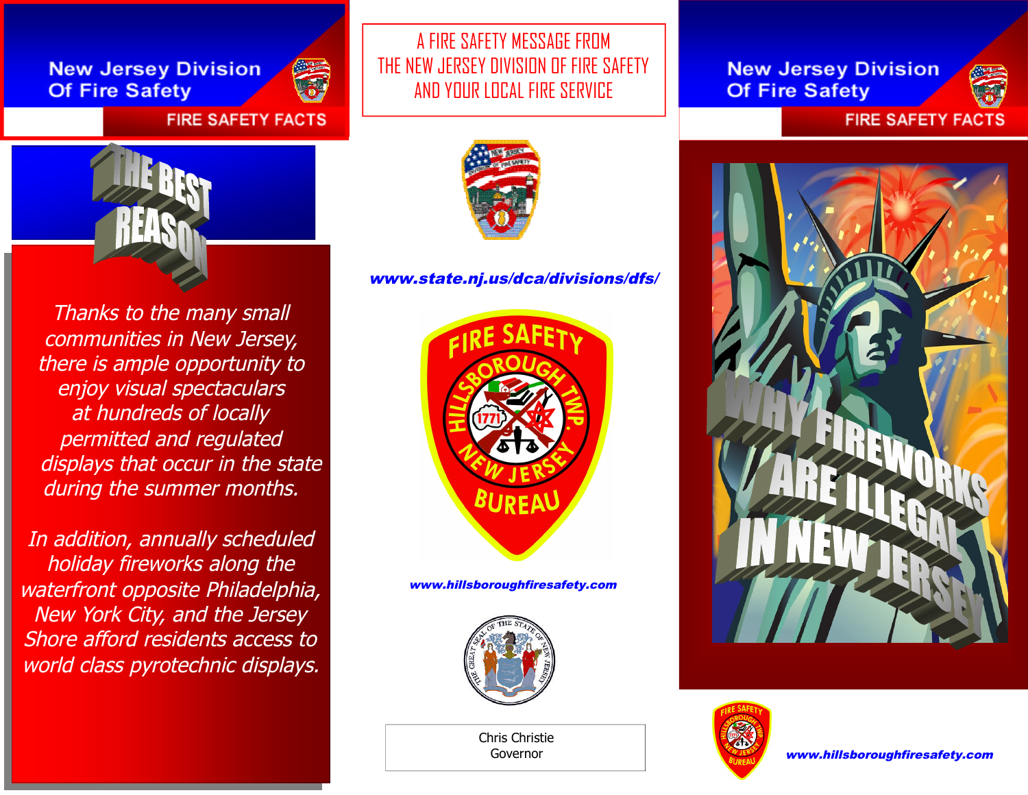## New Jersey Division Of Fire Safety

**FIRE SAFETY FACTS**

# THE BEST REASON

*Thanks to the many small communities in New Jersey, there is ample opportunity to enjoy visual spectaculars at hundreds of locally permitted and regulated displays that occur in the state during the summer months.*

*In addition, annually scheduled holiday fireworks along the waterfront opposite Philadelphia, New York City, and the Jersey Shore afford residents access to world class pyrotechnic displays.*

A FIRE SAFETY MESSAGE FROM THE NEW JERSEY DIVISION OF FIRE SAFETY AND YOUR LOCAL FIRE SERVICE

***www.state.nj.us/dca/divisions/dfs/***

FIRE SAFETY HILLSBOROUGH TWP. NEW JERSEY BUREAU

***www.hillsboroughfiresafety.com***

Chris Christie
Governor

## New Jersey Division Of Fire Safety

**FIRE SAFETY FACTS**

# WHY FIREWORKS ARE ILLEGAL IN NEW JERSEY

***www.hillsboroughfiresafety.com***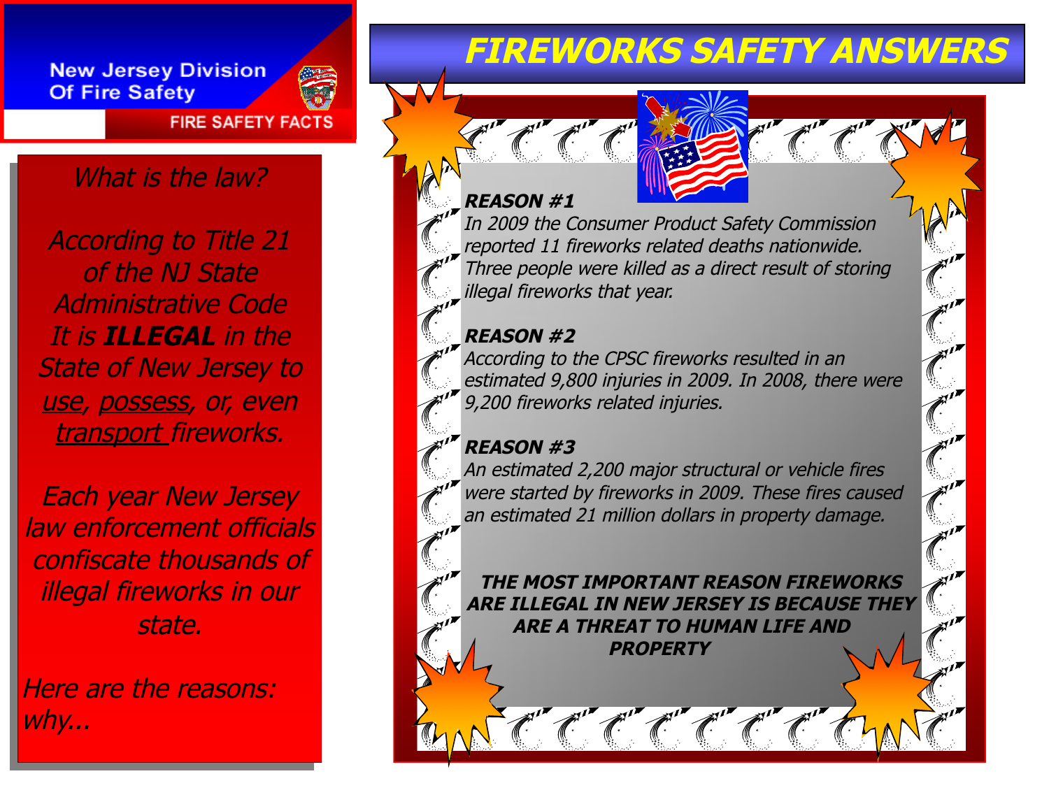New Jersey Division Of Fire Safety

FIRE SAFETY FACTS

# *FIREWORKS SAFETY ANSWERS*

*What is the law?*

*According to Title 21 of the NJ State Administrative Code It is **ILLEGAL** in the State of New Jersey to use, possess, or, even transport fireworks.*

*Each year New Jersey law enforcement officials confiscate thousands of illegal fireworks in our state.*

*Here are the reasons: why...*

***REASON #1***
*In 2009 the Consumer Product Safety Commission reported 11 fireworks related deaths nationwide. Three people were killed as a direct result of storing illegal fireworks that year.*

***REASON #2***
*According to the CPSC fireworks resulted in an estimated 9,800 injuries in 2009. In 2008, there were 9,200 fireworks related injuries.*

***REASON #3***
*An estimated 2,200 major structural or vehicle fires were started by fireworks in 2009. These fires caused an estimated 21 million dollars in property damage.*

***THE MOST IMPORTANT REASON FIREWORKS ARE ILLEGAL IN NEW JERSEY IS BECAUSE THEY ARE A THREAT TO HUMAN LIFE AND PROPERTY***